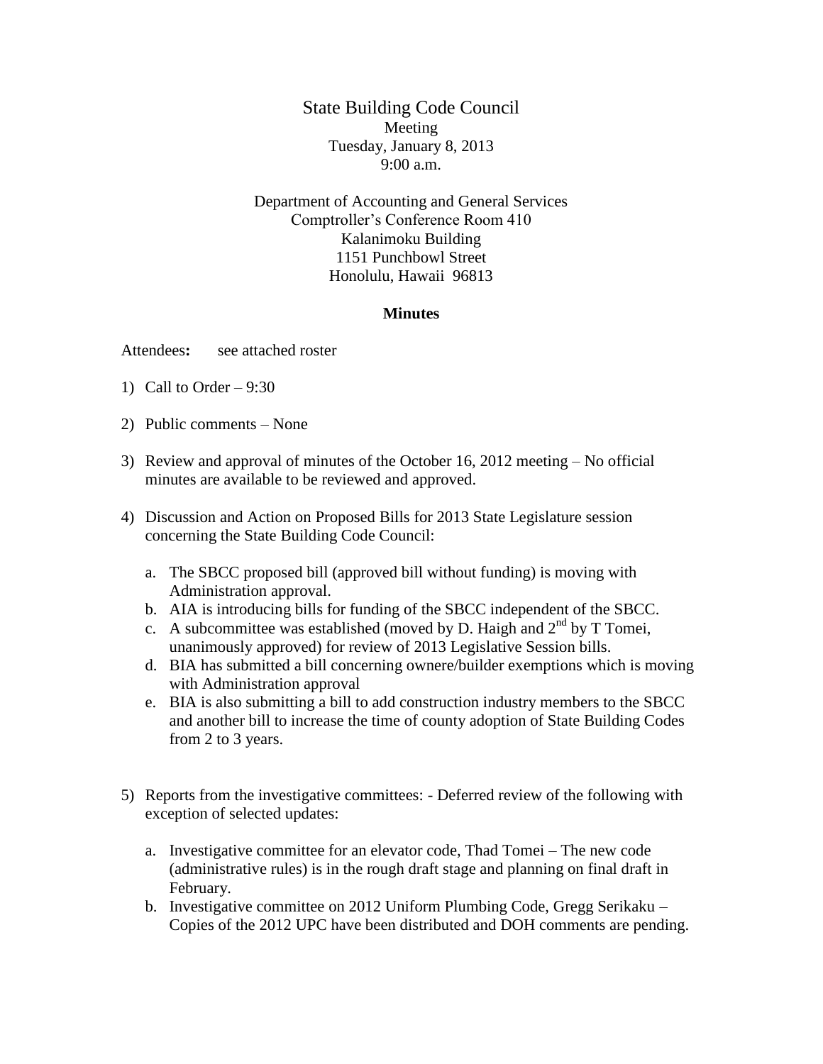# State Building Code Council

Meeting
Tuesday, January 8, 2013
9:00 a.m.

Department of Accounting and General Services
Comptroller's Conference Room 410
Kalanimoku Building
1151 Punchbowl Street
Honolulu, Hawaii 96813

## Minutes

Attendees**:** see attached roster

1) Call to Order – 9:30

2) Public comments – None

3) Review and approval of minutes of the October 16, 2012 meeting – No official minutes are available to be reviewed and approved.

4) Discussion and Action on Proposed Bills for 2013 State Legislature session concerning the State Building Code Council:

   a. The SBCC proposed bill (approved bill without funding) is moving with Administration approval.
   b. AIA is introducing bills for funding of the SBCC independent of the SBCC.
   c. A subcommittee was established (moved by D. Haigh and 2nd by T Tomei, unanimously approved) for review of 2013 Legislative Session bills.
   d. BIA has submitted a bill concerning ownere/builder exemptions which is moving with Administration approval
   e. BIA is also submitting a bill to add construction industry members to the SBCC and another bill to increase the time of county adoption of State Building Codes from 2 to 3 years.

5) Reports from the investigative committees: - Deferred review of the following with exception of selected updates:

   a. Investigative committee for an elevator code, Thad Tomei – The new code (administrative rules) is in the rough draft stage and planning on final draft in February.
   b. Investigative committee on 2012 Uniform Plumbing Code, Gregg Serikaku – Copies of the 2012 UPC have been distributed and DOH comments are pending.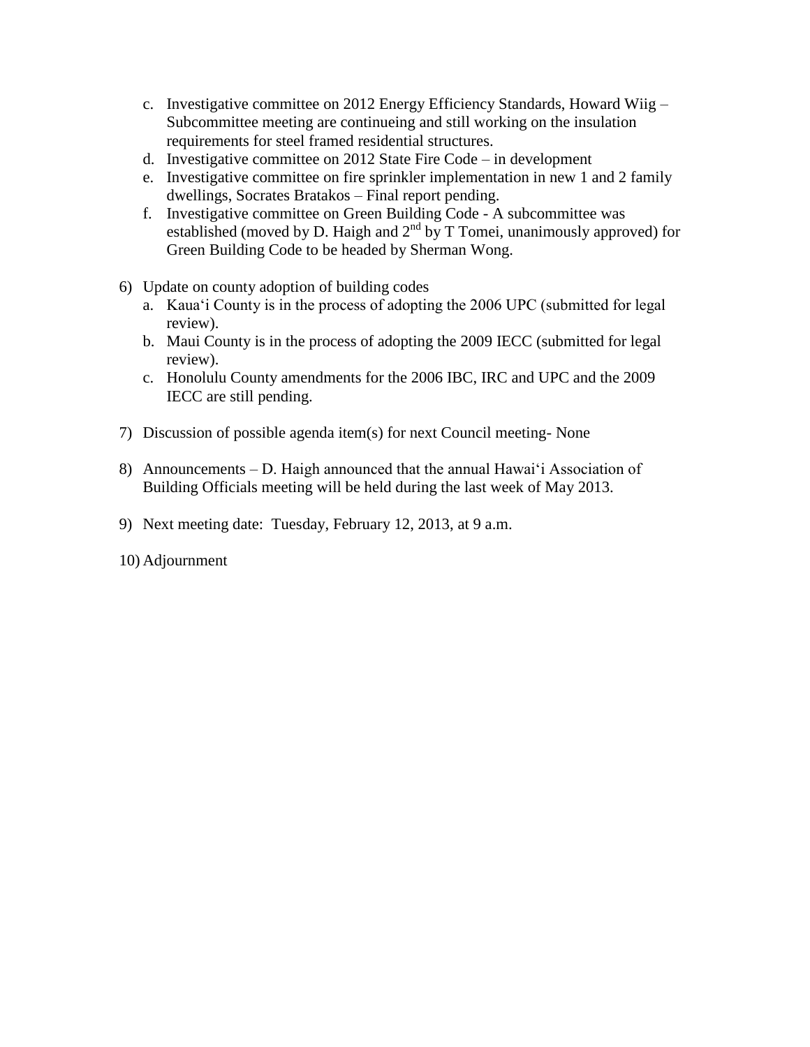c. Investigative committee on 2012 Energy Efficiency Standards, Howard Wiig – Subcommittee meeting are continueing and still working on the insulation requirements for steel framed residential structures.
d. Investigative committee on 2012 State Fire Code – in development
e. Investigative committee on fire sprinkler implementation in new 1 and 2 family dwellings, Socrates Bratakos – Final report pending.
f. Investigative committee on Green Building Code - A subcommittee was established (moved by D. Haigh and 2nd by T Tomei, unanimously approved) for Green Building Code to be headed by Sherman Wong.

6) Update on county adoption of building codes
   a. Kaua'i County is in the process of adopting the 2006 UPC (submitted for legal review).
   b. Maui County is in the process of adopting the 2009 IECC (submitted for legal review).
   c. Honolulu County amendments for the 2006 IBC, IRC and UPC and the 2009 IECC are still pending.

7) Discussion of possible agenda item(s) for next Council meeting- None

8) Announcements – D. Haigh announced that the annual Hawai'i Association of Building Officials meeting will be held during the last week of May 2013.

9) Next meeting date: Tuesday, February 12, 2013, at 9 a.m.

10) Adjournment